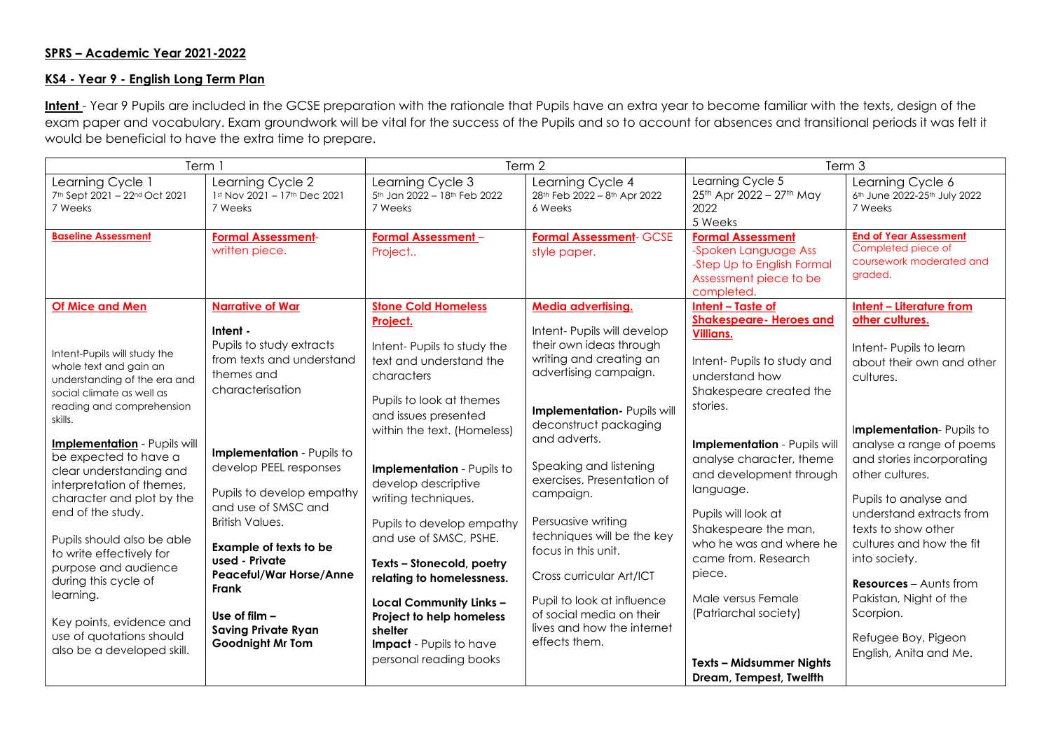**SPRS – Academic Year 2021-2022**

**KS4 - Year 9 - English Long Term Plan**

**Intent** - Year 9 Pupils are included in the GCSE preparation with the rationale that Pupils have an extra year to become familiar with the texts, design of the exam paper and vocabulary. Exam groundwork will be vital for the success of the Pupils and so to account for absences and transitional periods it was felt it would be beneficial to have the extra time to prepare.

| Term 1 | | Term 2 | | Term 3 | |
|---|---|---|---|---|---|
| Learning Cycle 1<br>7th Sept 2021 – 22nd Oct 2021<br>7 Weeks | Learning Cycle 2<br>1st Nov 2021 – 17th Dec 2021<br>7 Weeks | Learning Cycle 3<br>5th Jan 2022 – 18th Feb 2022<br>7 Weeks | Learning Cycle 4<br>28th Feb 2022 – 8th Apr 2022<br>6 Weeks | Learning Cycle 5<br>25th Apr 2022 – 27th May 2022<br>5 Weeks | Learning Cycle 6<br>6th June 2022-25th July 2022<br>7 Weeks |
| **Baseline Assessment** | **Formal Assessment**- written piece. | **Formal Assessment** – Project.. | **Formal Assessment**- GCSE style paper. | **Formal Assessment**<br>-Spoken Language Ass<br>-Step Up to English Formal Assessment piece to be completed. | **End of Year Assessment**<br>Completed piece of coursework moderated and graded. |
| **Of Mice and Men**<br><br>Intent-Pupils will study the whole text and gain an understanding of the era and social climate as well as reading and comprehension skills.<br><br>**Implementation** - Pupils will be expected to have a clear understanding and interpretation of themes, character and plot by the end of the study.<br><br>Pupils should also be able to write effectively for purpose and audience during this cycle of learning.<br><br>Key points, evidence and use of quotations should also be a developed skill. | **Narrative of War**<br><br>**Intent** -<br>Pupils to study extracts from texts and understand themes and characterisation<br><br>**Implementation** - Pupils to develop PEEL responses<br><br>Pupils to develop empathy and use of SMSC and British Values.<br><br>**Example of texts to be used - Private Peaceful/War Horse/Anne Frank**<br><br>**Use of film – Saving Private Ryan Goodnight Mr Tom** | **Stone Cold Homeless Project.**<br><br>Intent- Pupils to study the text and understand the characters<br><br>Pupils to look at themes and issues presented within the text. (Homeless)<br><br>**Implementation** - Pupils to develop descriptive writing techniques.<br><br>Pupils to develop empathy and use of SMSC, PSHE.<br><br>**Texts – Stonecold, poetry relating to homelessness.**<br><br>**Local Community Links – Project to help homeless shelter**<br>**Impact** - Pupils to have personal reading books | **Media advertising.**<br><br>Intent- Pupils will develop their own ideas through writing and creating an advertising campaign.<br><br>**Implementation-** Pupils will deconstruct packaging and adverts.<br><br>Speaking and listening exercises. Presentation of campaign.<br><br>Persuasive writing techniques will be the key focus in this unit.<br><br>Cross curricular Art/ICT<br><br>Pupil to look at influence of social media on their lives and how the internet effects them. | **Intent – Taste of Shakespeare- Heroes and Villians.**<br><br>Intent- Pupils to study and understand how Shakespeare created the stories.<br><br>**Implementation** - Pupils will analyse character, theme and development through language.<br><br>Pupils will look at Shakespeare the man, who he was and where he came from. Research piece.<br><br>Male versus Female (Patriarchal society)<br><br>**Texts – Midsummer Nights Dream, Tempest, Twelfth** | **Intent – Literature from other cultures.**<br><br>Intent- Pupils to learn about their own and other cultures.<br><br>**Implementation**- Pupils to analyse a range of poems and stories incorporating other cultures.<br><br>Pupils to analyse and understand extracts from texts to show other cultures and how the fit into society.<br><br>**Resources** – Aunts from Pakistan, Night of the Scorpion.<br><br>Refugee Boy, Pigeon English, Anita and Me. |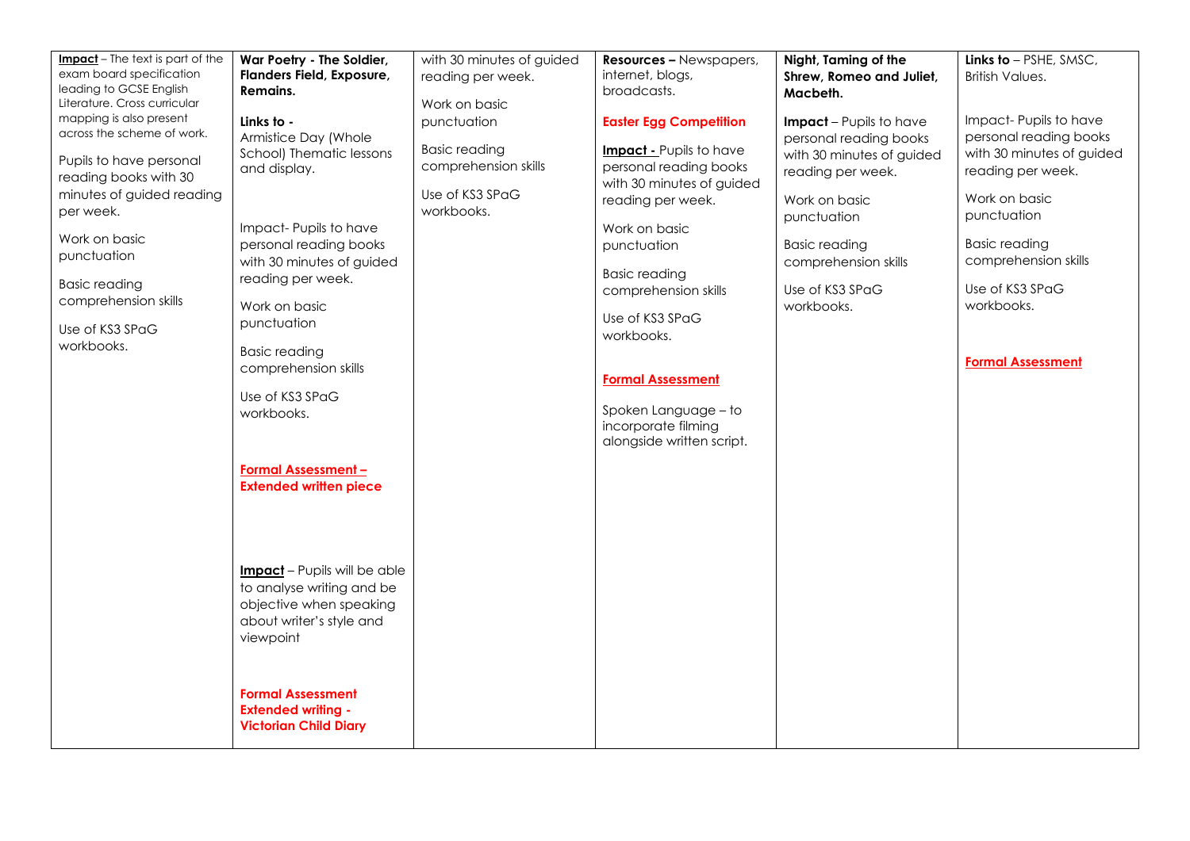| | | | | | |
|---|---|---|---|---|---|
| **Impact** – The text is part of the exam board specification leading to GCSE English Literature. Cross curricular mapping is also present across the scheme of work.<br><br>Pupils to have personal reading books with 30 minutes of guided reading per week.<br><br>Work on basic punctuation<br><br>Basic reading comprehension skills<br><br>Use of KS3 SPaG workbooks. | **War Poetry - The Soldier, Flanders Field, Exposure, Remains.**<br><br>**Links to -** Armistice Day (Whole School) Thematic lessons and display.<br><br>Impact- Pupils to have personal reading books with 30 minutes of guided reading per week.<br><br>Work on basic punctuation<br><br>Basic reading comprehension skills<br><br>Use of KS3 SPaG workbooks.<br><br>**Formal Assessment – Extended written piece**<br><br>**Impact** – Pupils will be able to analyse writing and be objective when speaking about writer's style and viewpoint<br><br>**Formal Assessment Extended writing - Victorian Child Diary** | with 30 minutes of guided reading per week.<br><br>Work on basic punctuation<br><br>Basic reading comprehension skills<br><br>Use of KS3 SPaG workbooks. | **Resources –** Newspapers, internet, blogs, broadcasts.<br><br>**Easter Egg Competition**<br><br>**Impact -** Pupils to have personal reading books with 30 minutes of guided reading per week.<br><br>Work on basic punctuation<br><br>Basic reading comprehension skills<br><br>Use of KS3 SPaG workbooks.<br><br>**Formal Assessment**<br><br>Spoken Language – to incorporate filming alongside written script. | **Night, Taming of the Shrew, Romeo and Juliet, Macbeth.**<br><br>**Impact** – Pupils to have personal reading books with 30 minutes of guided reading per week.<br><br>Work on basic punctuation<br><br>Basic reading comprehension skills<br><br>Use of KS3 SPaG workbooks. | **Links to** – PSHE, SMSC, British Values.<br><br>Impact- Pupils to have personal reading books with 30 minutes of guided reading per week.<br><br>Work on basic punctuation<br><br>Basic reading comprehension skills<br><br>Use of KS3 SPaG workbooks.<br><br>**Formal Assessment** |